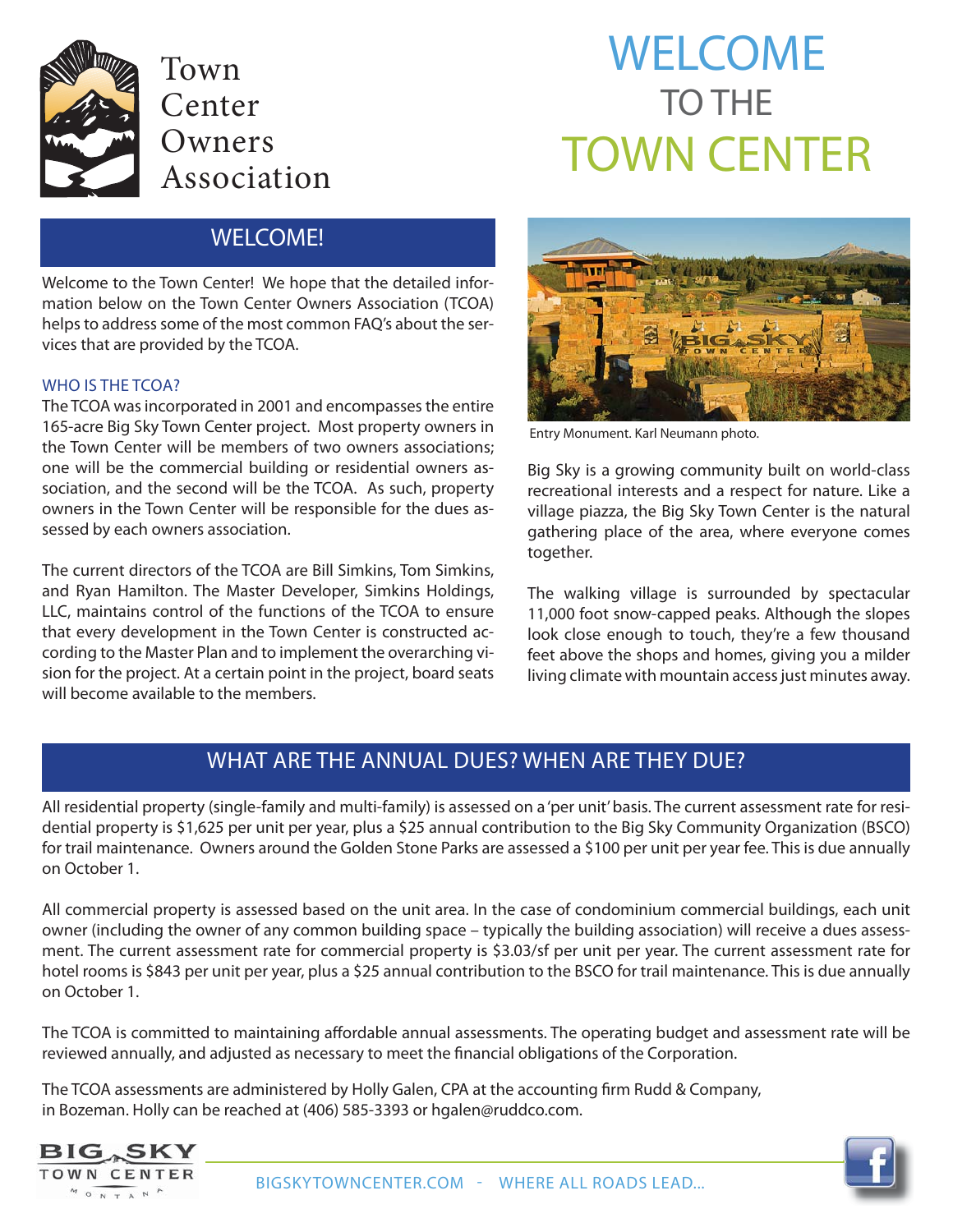Town Center Owners Association

# WELCOME TO THE TOWN CENTER

## WELCOME!

Welcome to the Town Center! We hope that the detailed information below on the Town Center Owners Association (TCOA) helps to address some of the most common FAQ's about the services that are provided by the TCOA.

### WHO IS THE TCOA?

The TCOA was incorporated in 2001 and encompasses the entire 165-acre Big Sky Town Center project. Most property owners in the Town Center will be members of two owners associations; one will be the commercial building or residential owners association, and the second will be the TCOA. As such, property owners in the Town Center will be responsible for the dues assessed by each owners association.

The current directors of the TCOA are Bill Simkins, Tom Simkins, and Ryan Hamilton. The Master Developer, Simkins Holdings, LLC, maintains control of the functions of the TCOA to ensure that every development in the Town Center is constructed according to the Master Plan and to implement the overarching vision for the project. At a certain point in the project, board seats will become available to the members.

Entry Monument. Karl Neumann photo.

Big Sky is a growing community built on world-class recreational interests and a respect for nature. Like a village piazza, the Big Sky Town Center is the natural gathering place of the area, where everyone comes together.

The walking village is surrounded by spectacular 11,000 foot snow-capped peaks. Although the slopes look close enough to touch, they're a few thousand feet above the shops and homes, giving you a milder living climate with mountain access just minutes away.

## WHAT ARE THE ANNUAL DUES? WHEN ARE THEY DUE?

All residential property (single-family and multi-family) is assessed on a 'per unit' basis. The current assessment rate for residential property is $1,625 per unit per year, plus a $25 annual contribution to the Big Sky Community Organization (BSCO) for trail maintenance. Owners around the Golden Stone Parks are assessed a $100 per unit per year fee. This is due annually on October 1.

All commercial property is assessed based on the unit area. In the case of condominium commercial buildings, each unit owner (including the owner of any common building space – typically the building association) will receive a dues assessment. The current assessment rate for commercial property is $3.03/sf per unit per year. The current assessment rate for hotel rooms is $843 per unit per year, plus a $25 annual contribution to the BSCO for trail maintenance. This is due annually on October 1.

The TCOA is committed to maintaining affordable annual assessments. The operating budget and assessment rate will be reviewed annually, and adjusted as necessary to meet the financial obligations of the Corporation.

The TCOA assessments are administered by Holly Galen, CPA at the accounting firm Rudd & Company, in Bozeman. Holly can be reached at (406) 585-3393 or hgalen@ruddco.com.

BIGSKYTOWNCENTER.COM - WHERE ALL ROADS LEAD...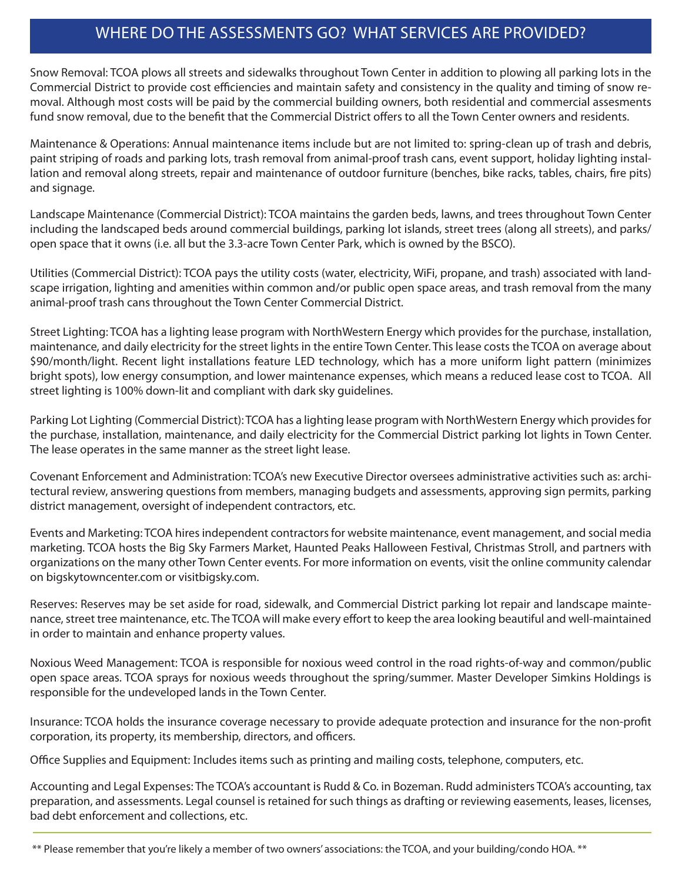## WHERE DO THE ASSESSMENTS GO? WHAT SERVICES ARE PROVIDED?

Snow Removal: TCOA plows all streets and sidewalks throughout Town Center in addition to plowing all parking lots in the Commercial District to provide cost efficiencies and maintain safety and consistency in the quality and timing of snow removal. Although most costs will be paid by the commercial building owners, both residential and commercial assesments fund snow removal, due to the benefit that the Commercial District offers to all the Town Center owners and residents.

Maintenance & Operations: Annual maintenance items include but are not limited to: spring-clean up of trash and debris, paint striping of roads and parking lots, trash removal from animal-proof trash cans, event support, holiday lighting installation and removal along streets, repair and maintenance of outdoor furniture (benches, bike racks, tables, chairs, fire pits) and signage.

Landscape Maintenance (Commercial District): TCOA maintains the garden beds, lawns, and trees throughout Town Center including the landscaped beds around commercial buildings, parking lot islands, street trees (along all streets), and parks/open space that it owns (i.e. all but the 3.3-acre Town Center Park, which is owned by the BSCO).

Utilities (Commercial District): TCOA pays the utility costs (water, electricity, WiFi, propane, and trash) associated with landscape irrigation, lighting and amenities within common and/or public open space areas, and trash removal from the many animal-proof trash cans throughout the Town Center Commercial District.

Street Lighting: TCOA has a lighting lease program with NorthWestern Energy which provides for the purchase, installation, maintenance, and daily electricity for the street lights in the entire Town Center. This lease costs the TCOA on average about $90/month/light. Recent light installations feature LED technology, which has a more uniform light pattern (minimizes bright spots), low energy consumption, and lower maintenance expenses, which means a reduced lease cost to TCOA. All street lighting is 100% down-lit and compliant with dark sky guidelines.

Parking Lot Lighting (Commercial District): TCOA has a lighting lease program with NorthWestern Energy which provides for the purchase, installation, maintenance, and daily electricity for the Commercial District parking lot lights in Town Center. The lease operates in the same manner as the street light lease.

Covenant Enforcement and Administration: TCOA's new Executive Director oversees administrative activities such as: architectural review, answering questions from members, managing budgets and assessments, approving sign permits, parking district management, oversight of independent contractors, etc.

Events and Marketing: TCOA hires independent contractors for website maintenance, event management, and social media marketing. TCOA hosts the Big Sky Farmers Market, Haunted Peaks Halloween Festival, Christmas Stroll, and partners with organizations on the many other Town Center events. For more information on events, visit the online community calendar on bigskytowncenter.com or visitbigsky.com.

Reserves: Reserves may be set aside for road, sidewalk, and Commercial District parking lot repair and landscape maintenance, street tree maintenance, etc. The TCOA will make every effort to keep the area looking beautiful and well-maintained in order to maintain and enhance property values.

Noxious Weed Management: TCOA is responsible for noxious weed control in the road rights-of-way and common/public open space areas. TCOA sprays for noxious weeds throughout the spring/summer. Master Developer Simkins Holdings is responsible for the undeveloped lands in the Town Center.

Insurance: TCOA holds the insurance coverage necessary to provide adequate protection and insurance for the non-profit corporation, its property, its membership, directors, and officers.

Office Supplies and Equipment: Includes items such as printing and mailing costs, telephone, computers, etc.

Accounting and Legal Expenses: The TCOA's accountant is Rudd & Co. in Bozeman. Rudd administers TCOA's accounting, tax preparation, and assessments. Legal counsel is retained for such things as drafting or reviewing easements, leases, licenses, bad debt enforcement and collections, etc.

---

** Please remember that you're likely a member of two owners' associations: the TCOA, and your building/condo HOA. **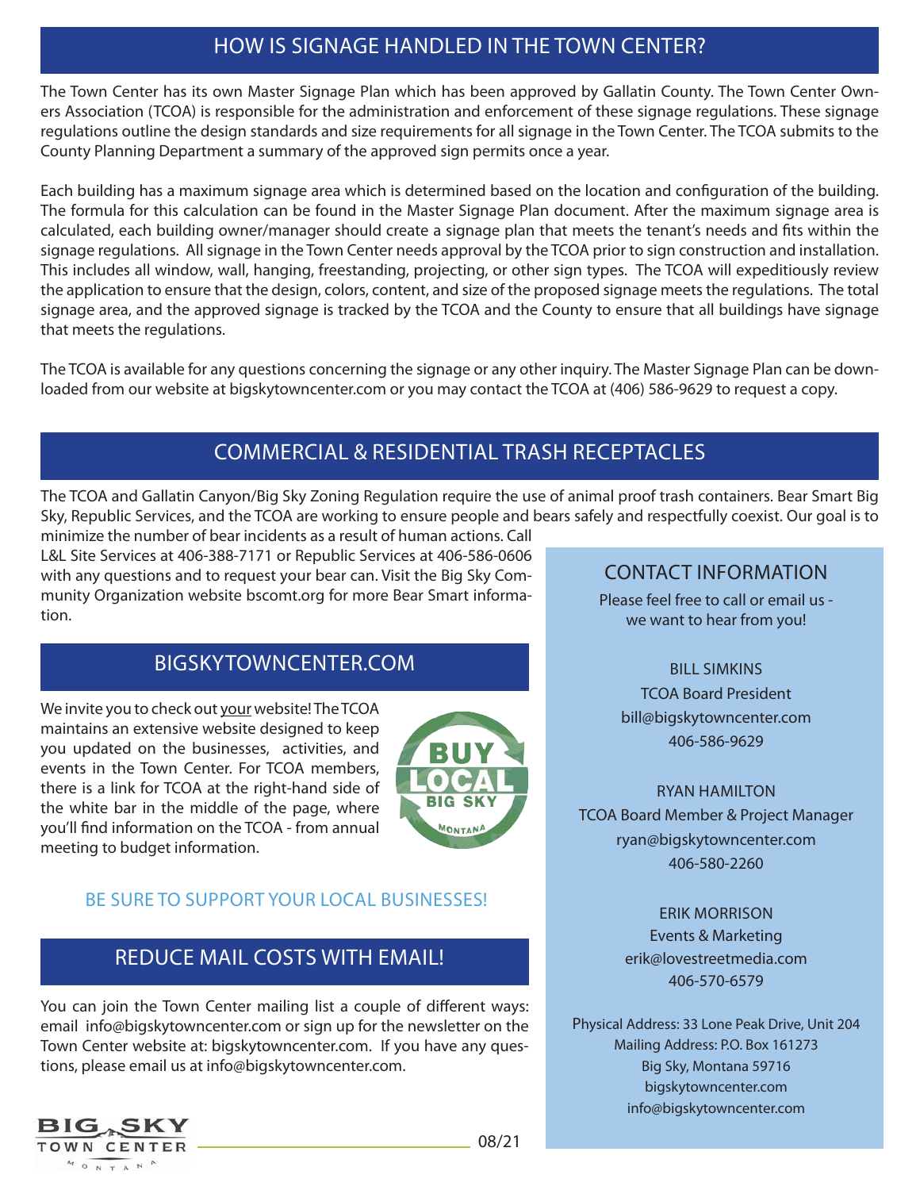## HOW IS SIGNAGE HANDLED IN THE TOWN CENTER?

The Town Center has its own Master Signage Plan which has been approved by Gallatin County. The Town Center Owners Association (TCOA) is responsible for the administration and enforcement of these signage regulations. These signage regulations outline the design standards and size requirements for all signage in the Town Center. The TCOA submits to the County Planning Department a summary of the approved sign permits once a year.

Each building has a maximum signage area which is determined based on the location and configuration of the building. The formula for this calculation can be found in the Master Signage Plan document. After the maximum signage area is calculated, each building owner/manager should create a signage plan that meets the tenant's needs and fits within the signage regulations. All signage in the Town Center needs approval by the TCOA prior to sign construction and installation. This includes all window, wall, hanging, freestanding, projecting, or other sign types. The TCOA will expeditiously review the application to ensure that the design, colors, content, and size of the proposed signage meets the regulations. The total signage area, and the approved signage is tracked by the TCOA and the County to ensure that all buildings have signage that meets the regulations.

The TCOA is available for any questions concerning the signage or any other inquiry. The Master Signage Plan can be downloaded from our website at bigskytowncenter.com or you may contact the TCOA at (406) 586-9629 to request a copy.

## COMMERCIAL & RESIDENTIAL TRASH RECEPTACLES

The TCOA and Gallatin Canyon/Big Sky Zoning Regulation require the use of animal proof trash containers. Bear Smart Big Sky, Republic Services, and the TCOA are working to ensure people and bears safely and respectfully coexist. Our goal is to minimize the number of bear incidents as a result of human actions. Call L&L Site Services at 406-388-7171 or Republic Services at 406-586-0606 with any questions and to request your bear can. Visit the Big Sky Community Organization website bscomt.org for more Bear Smart information.

## BIGSKYTOWNCENTER.COM

We invite you to check out your website! The TCOA maintains an extensive website designed to keep you updated on the businesses, activities, and events in the Town Center. For TCOA members, there is a link for TCOA at the right-hand side of the white bar in the middle of the page, where you'll find information on the TCOA - from annual meeting to budget information.

BUY LOCAL BIG SKY MONTANA

BE SURE TO SUPPORT YOUR LOCAL BUSINESSES!

## REDUCE MAIL COSTS WITH EMAIL!

You can join the Town Center mailing list a couple of different ways: email info@bigskytowncenter.com or sign up for the newsletter on the Town Center website at: bigskytowncenter.com. If you have any questions, please email us at info@bigskytowncenter.com.

## CONTACT INFORMATION

Please feel free to call or email us - we want to hear from you!

BILL SIMKINS
TCOA Board President
bill@bigskytowncenter.com
406-586-9629

RYAN HAMILTON
TCOA Board Member & Project Manager
ryan@bigskytowncenter.com
406-580-2260

ERIK MORRISON
Events & Marketing
erik@lovestreetmedia.com
406-570-6579

Physical Address: 33 Lone Peak Drive, Unit 204
Mailing Address: P.O. Box 161273
Big Sky, Montana 59716
bigskytowncenter.com
info@bigskytowncenter.com

BIG SKY TOWN CENTER MONTANA

08/21